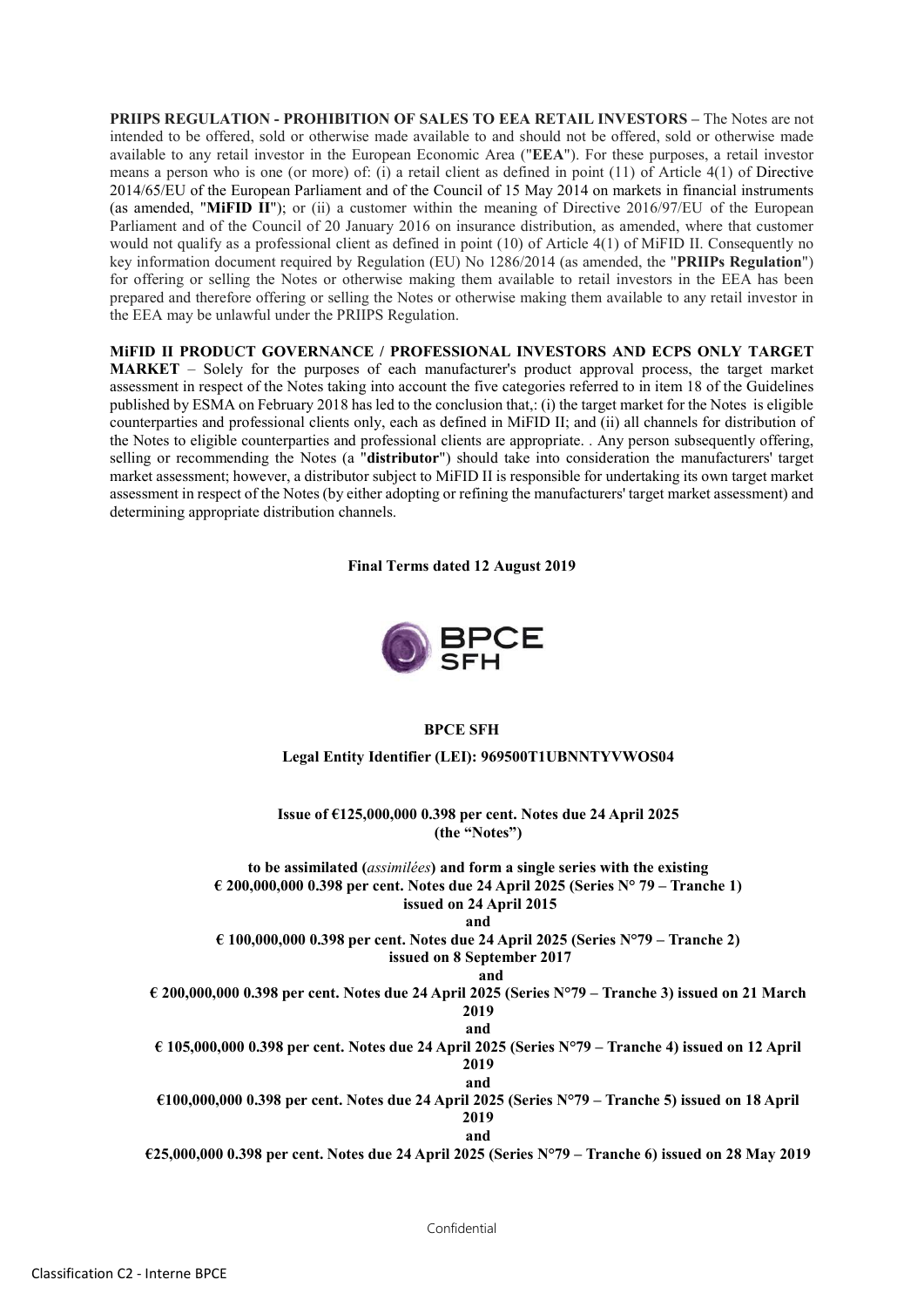**PRIIPS REGULATION - PROHIBITION OF SALES TO EEA RETAIL INVESTORS** – The Notes are not intended to be offered, sold or otherwise made available to and should not be offered, sold or otherwise made available to any retail investor in the European Economic Area ("**EEA**"). For these purposes, a retail investor means a person who is one (or more) of: (i) a retail client as defined in point (11) of Article 4(1) of Directive 2014/65/EU of the European Parliament and of the Council of 15 May 2014 on markets in financial instruments (as amended, "**MiFID II**"); or (ii) a customer within the meaning of Directive 2016/97/EU of the European Parliament and of the Council of 20 January 2016 on insurance distribution, as amended, where that customer would not qualify as a professional client as defined in point (10) of Article 4(1) of MiFID II. Consequently no key information document required by Regulation (EU) No 1286/2014 (as amended, the "**PRIIPs Regulation**") for offering or selling the Notes or otherwise making them available to retail investors in the EEA has been prepared and therefore offering or selling the Notes or otherwise making them available to any retail investor in the EEA may be unlawful under the PRIIPS Regulation.

**MiFID II PRODUCT GOVERNANCE / PROFESSIONAL INVESTORS AND ECPS ONLY TARGET MARKET** – Solely for the purposes of each manufacturer's product approval process, the target market assessment in respect of the Notes taking into account the five categories referred to in item 18 of the Guidelines published by ESMA on February 2018 has led to the conclusion that,: (i) the target market for the Notes is eligible counterparties and professional clients only, each as defined in MiFID II; and (ii) all channels for distribution of the Notes to eligible counterparties and professional clients are appropriate. . Any person subsequently offering, selling or recommending the Notes (a "**distributor**") should take into consideration the manufacturers' target market assessment; however, a distributor subject to MiFID II is responsible for undertaking its own target market assessment in respect of the Notes (by either adopting or refining the manufacturers' target market assessment) and determining appropriate distribution channels.

**Final Terms dated 12 August 2019**

**BPCE SFH**

**Legal Entity Identifier (LEI): 969500T1UBNNTYVWOS04**

**Issue of €125,000,000 0.398 per cent. Notes due 24 April 2025**
**(the "Notes")**

**to be assimilated (*assimilées*) and form a single series with the existing**
**€ 200,000,000 0.398 per cent. Notes due 24 April 2025 (Series N° 79 – Tranche 1) issued on 24 April 2015**
**and**
**€ 100,000,000 0.398 per cent. Notes due 24 April 2025 (Series N°79 – Tranche 2) issued on 8 September 2017**
**and**
**€ 200,000,000 0.398 per cent. Notes due 24 April 2025 (Series N°79 – Tranche 3) issued on 21 March 2019**
**and**
**€ 105,000,000 0.398 per cent. Notes due 24 April 2025 (Series N°79 – Tranche 4) issued on 12 April 2019**
**and**
**€100,000,000 0.398 per cent. Notes due 24 April 2025 (Series N°79 – Tranche 5) issued on 18 April 2019**
**and**
**€25,000,000 0.398 per cent. Notes due 24 April 2025 (Series N°79 – Tranche 6) issued on 28 May 2019**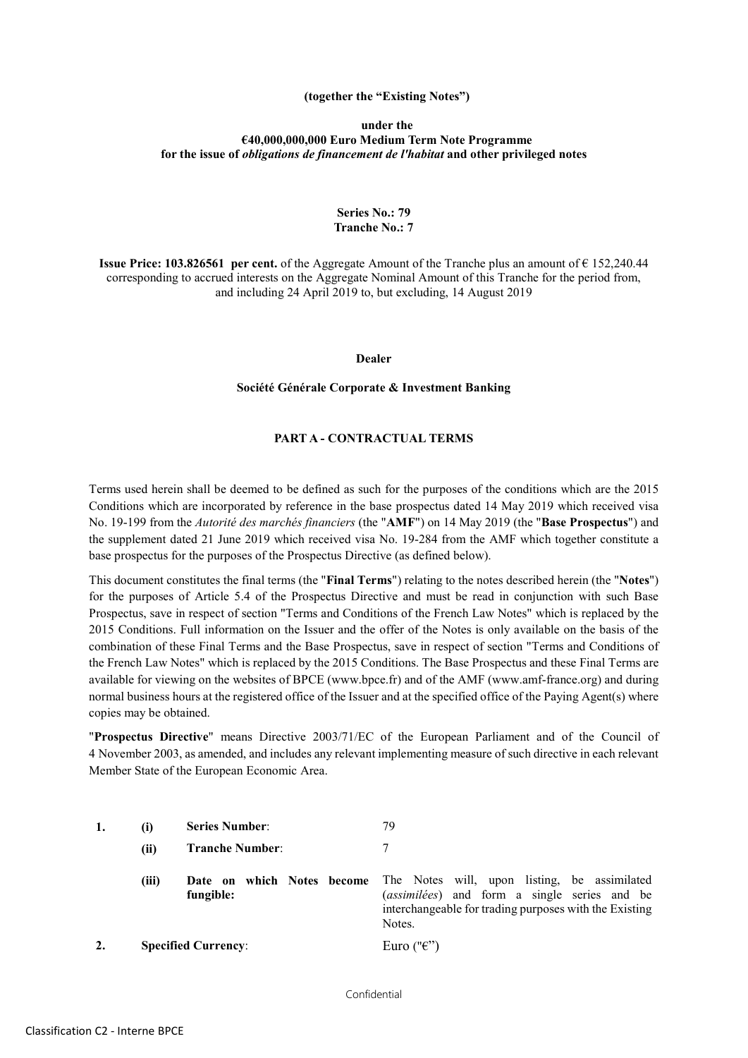**(together the "Existing Notes")**

**under the**
**€40,000,000,000 Euro Medium Term Note Programme**
**for the issue of *obligations de financement de l'habitat* and other privileged notes**

**Series No.: 79**
**Tranche No.: 7**

**Issue Price: 103.826561 per cent.** of the Aggregate Amount of the Tranche plus an amount of € 152,240.44 corresponding to accrued interests on the Aggregate Nominal Amount of this Tranche for the period from, and including 24 April 2019 to, but excluding, 14 August 2019

**Dealer**

**Société Générale Corporate & Investment Banking**

## PART A - CONTRACTUAL TERMS

Terms used herein shall be deemed to be defined as such for the purposes of the conditions which are the 2015 Conditions which are incorporated by reference in the base prospectus dated 14 May 2019 which received visa No. 19-199 from the *Autorité des marchés financiers* (the "**AMF**") on 14 May 2019 (the "**Base Prospectus**") and the supplement dated 21 June 2019 which received visa No. 19-284 from the AMF which together constitute a base prospectus for the purposes of the Prospectus Directive (as defined below).

This document constitutes the final terms (the "**Final Terms**") relating to the notes described herein (the "**Notes**") for the purposes of Article 5.4 of the Prospectus Directive and must be read in conjunction with such Base Prospectus, save in respect of section "Terms and Conditions of the French Law Notes" which is replaced by the 2015 Conditions. Full information on the Issuer and the offer of the Notes is only available on the basis of the combination of these Final Terms and the Base Prospectus, save in respect of section "Terms and Conditions of the French Law Notes" which is replaced by the 2015 Conditions. The Base Prospectus and these Final Terms are available for viewing on the websites of BPCE (www.bpce.fr) and of the AMF (www.amf-france.org) and during normal business hours at the registered office of the Issuer and at the specified office of the Paying Agent(s) where copies may be obtained.

"**Prospectus Directive**" means Directive 2003/71/EC of the European Parliament and of the Council of 4 November 2003, as amended, and includes any relevant implementing measure of such directive in each relevant Member State of the European Economic Area.

| | | | |
|---|---|---|---|
| **1.** | **(i)** | **Series Number**: | 79 |
| | **(ii)** | **Tranche Number**: | 7 |
| | **(iii)** | **Date on which Notes become fungible:** | The Notes will, upon listing, be assimilated (*assimilées*) and form a single series and be interchangeable for trading purposes with the Existing Notes. |
| **2.** | **Specified Currency**: | | Euro ("€") |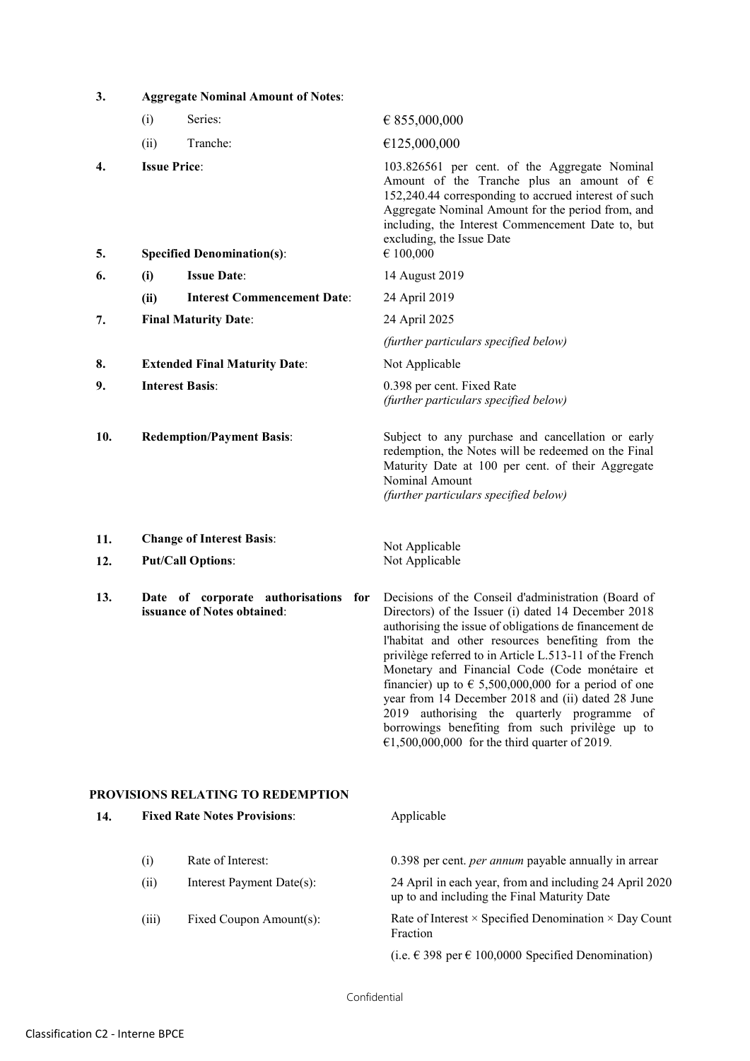| | | | |
|---|---|---|---|
| **3.** | **Aggregate Nominal Amount of Notes**: | | |
| | (i) | Series: | € 855,000,000 |
| | (ii) | Tranche: | €125,000,000 |
| **4.** | **Issue Price**: | | 103.826561 per cent. of the Aggregate Nominal Amount of the Tranche plus an amount of € 152,240.44 corresponding to accrued interest of such Aggregate Nominal Amount for the period from, and including, the Issue Commencement Date to, but excluding, the Issue Date |
| **5.** | **Specified Denomination(s)**: | | € 100,000 |
| **6.** | **(i)** | **Issue Date**: | 14 August 2019 |
| | **(ii)** | **Interest Commencement Date**: | 24 April 2019 |
| **7.** | **Final Maturity Date**: | | 24 April 2025<br>*(further particulars specified below)* |
| **8.** | **Extended Final Maturity Date**: | | Not Applicable |
| **9.** | **Interest Basis**: | | 0.398 per cent. Fixed Rate<br>*(further particulars specified below)* |
| **10.** | **Redemption/Payment Basis**: | | Subject to any purchase and cancellation or early redemption, the Notes will be redeemed on the Final Maturity Date at 100 per cent. of their Aggregate Nominal Amount<br>*(further particulars specified below)* |
| **11.** | **Change of Interest Basis**: | | Not Applicable |
| **12.** | **Put/Call Options**: | | Not Applicable |
| **13.** | **Date of corporate authorisations for issuance of Notes obtained**: | | Decisions of the Conseil d'administration (Board of Directors) of the Issuer (i) dated 14 December 2018 authorising the issue of obligations de financement de l'habitat and other resources benefiting from the privilège referred to in Article L.513-11 of the French Monetary and Financial Code (Code monétaire et financier) up to € 5,500,000,000 for a period of one year from 14 December 2018 and (ii) dated 28 June 2019 authorising the quarterly programme of borrowings benefiting from such privilège up to €1,500,000,000 for the third quarter of 2019. |

**PROVISIONS RELATING TO REDEMPTION**

| | | | |
|---|---|---|---|
| **14.** | **Fixed Rate Notes Provisions**: | | Applicable |
| | (i) | Rate of Interest: | 0.398 per cent. *per annum* payable annually in arrear |
| | (ii) | Interest Payment Date(s): | 24 April in each year, from and including 24 April 2020 up to and including the Final Maturity Date |
| | (iii) | Fixed Coupon Amount(s): | Rate of Interest × Specified Denomination × Day Count Fraction<br>(i.e. € 398 per € 100,0000 Specified Denomination) |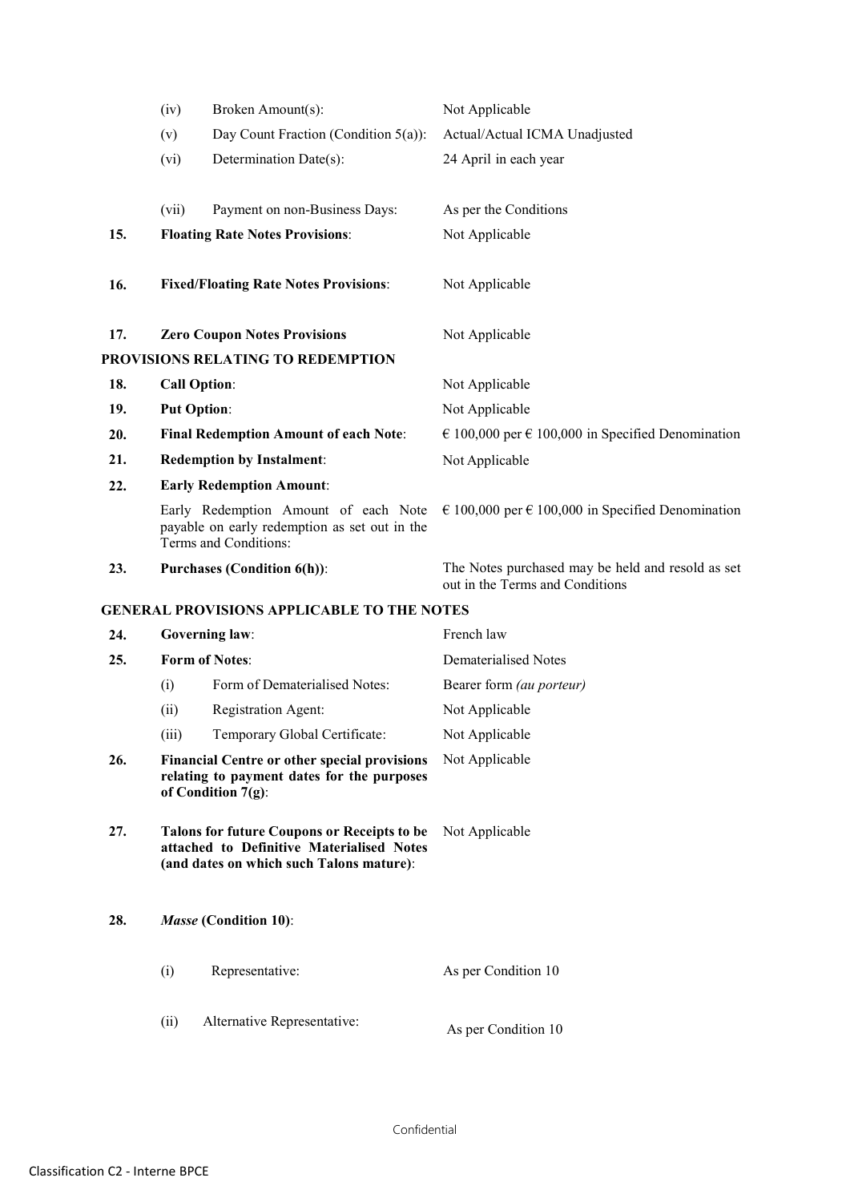| | | | |
|---|---|---|---|
| | (iv) | Broken Amount(s): | Not Applicable |
| | (v) | Day Count Fraction (Condition 5(a)): | Actual/Actual ICMA Unadjusted |
| | (vi) | Determination Date(s): | 24 April in each year |
| | (vii) | Payment on non-Business Days: | As per the Conditions |
| **15.** | **Floating Rate Notes Provisions**: | | Not Applicable |
| **16.** | **Fixed/Floating Rate Notes Provisions**: | | Not Applicable |
| **17.** | **Zero Coupon Notes Provisions** | | Not Applicable |

**PROVISIONS RELATING TO REDEMPTION**

| | | | |
|---|---|---|---|
| **18.** | **Call Option**: | | Not Applicable |
| **19.** | **Put Option**: | | Not Applicable |
| **20.** | **Final Redemption Amount of each Note**: | | € 100,000 per € 100,000 in Specified Denomination |
| **21.** | **Redemption by Instalment**: | | Not Applicable |
| **22.** | **Early Redemption Amount**: | | |
| | Early Redemption Amount of each Note payable on early redemption as set out in the Terms and Conditions: | | € 100,000 per € 100,000 in Specified Denomination |
| **23.** | **Purchases (Condition 6(h))**: | | The Notes purchased may be held and resold as set out in the Terms and Conditions |

**GENERAL PROVISIONS APPLICABLE TO THE NOTES**

| | | | |
|---|---|---|---|
| **24.** | **Governing law**: | | French law |
| **25.** | **Form of Notes**: | | Dematerialised Notes |
| | (i) | Form of Dematerialised Notes: | Bearer form *(au porteur)* |
| | (ii) | Registration Agent: | Not Applicable |
| | (iii) | Temporary Global Certificate: | Not Applicable |
| **26.** | **Financial Centre or other special provisions relating to payment dates for the purposes of Condition 7(g)**: | | Not Applicable |
| **27.** | **Talons for future Coupons or Receipts to be attached to Definitive Materialised Notes (and dates on which such Talons mature)**: | | Not Applicable |
| **28.** | ***Masse* (Condition 10)**: | | |
| | (i) | Representative: | As per Condition 10 |
| | (ii) | Alternative Representative: | As per Condition 10 |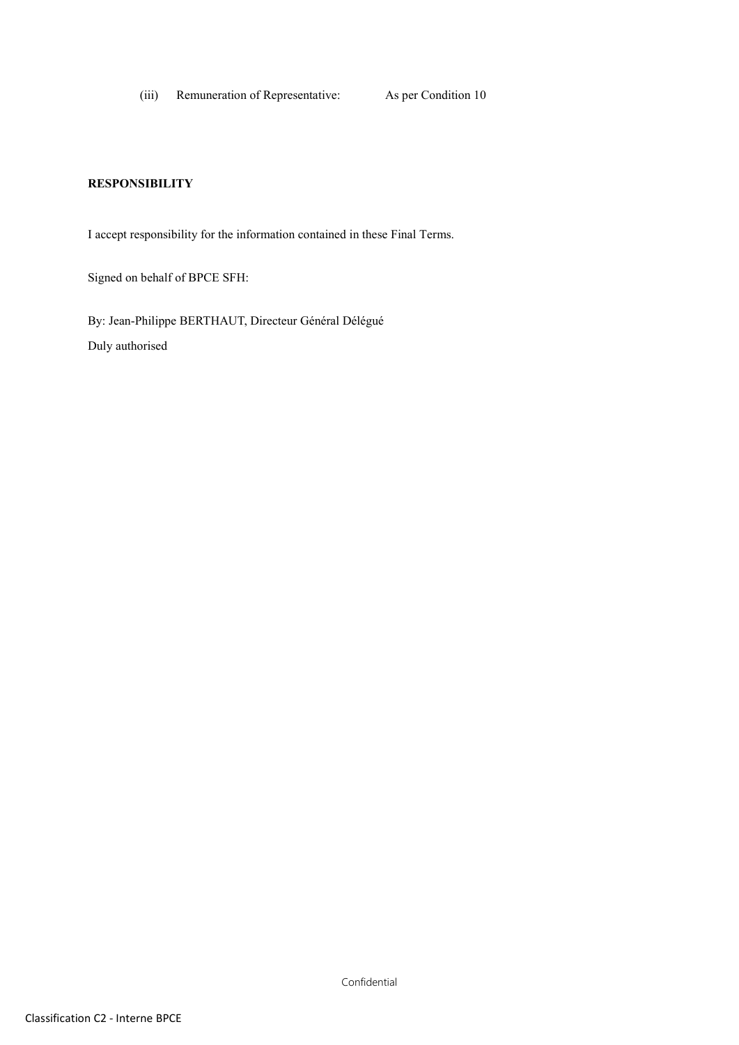(iii) Remuneration of Representative: As per Condition 10

**RESPONSIBILITY**

I accept responsibility for the information contained in these Final Terms.

Signed on behalf of BPCE SFH:

By: Jean-Philippe BERTHAUT, Directeur Général Délégué

Duly authorised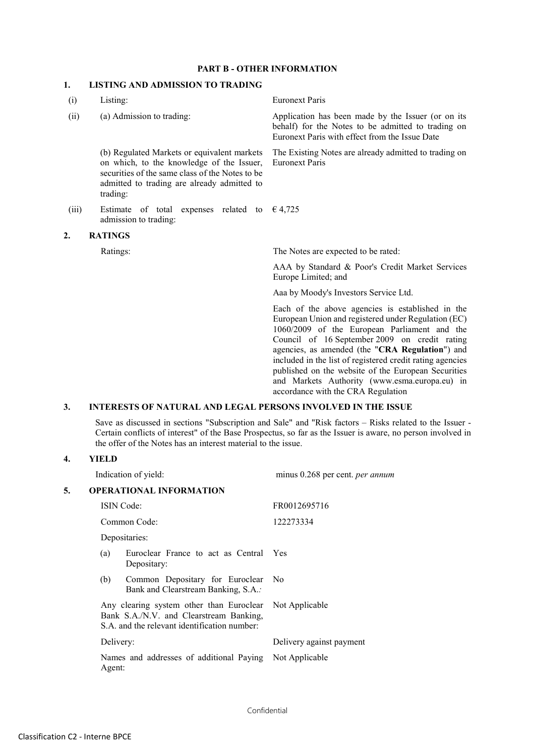## PART B - OTHER INFORMATION

### 1. LISTING AND ADMISSION TO TRADING

| | | |
|---|---|---|
| (i) | Listing: | Euronext Paris |
| (ii) | (a) Admission to trading: | Application has been made by the Issuer (or on its behalf) for the Notes to be admitted to trading on Euronext Paris with effect from the Issue Date |
| | (b) Regulated Markets or equivalent markets on which, to the knowledge of the Issuer, securities of the same class of the Notes to be admitted to trading are already admitted to trading: | The Existing Notes are already admitted to trading on Euronext Paris |
| (iii) | Estimate of total expenses related to admission to trading: | € 4,725 |

### 2. RATINGS

Ratings: The Notes are expected to be rated:

AAA by Standard & Poor's Credit Market Services Europe Limited; and

Aaa by Moody's Investors Service Ltd.

Each of the above agencies is established in the European Union and registered under Regulation (EC) 1060/2009 of the European Parliament and the Council of 16 September 2009 on credit rating agencies, as amended (the "**CRA Regulation**") and included in the list of registered credit rating agencies published on the website of the European Securities and Markets Authority (www.esma.europa.eu) in accordance with the CRA Regulation

### 3. INTERESTS OF NATURAL AND LEGAL PERSONS INVOLVED IN THE ISSUE

Save as discussed in sections "Subscription and Sale" and "Risk factors – Risks related to the Issuer - Certain conflicts of interest" of the Base Prospectus, so far as the Issuer is aware, no person involved in the offer of the Notes has an interest material to the issue.

### 4. YIELD

Indication of yield: minus 0.268 per cent. *per annum*

### 5. OPERATIONAL INFORMATION

| | |
|---|---|
| ISIN Code: | FR0012695716 |
| Common Code: | 122273334 |
| Depositaries: | |
| (a) Euroclear France to act as Central Depositary: | Yes |
| (b) Common Depositary for Euroclear Bank and Clearstream Banking, S.A.: | No |
| Any clearing system other than Euroclear Bank S.A./N.V. and Clearstream Banking, S.A. and the relevant identification number: | Not Applicable |
| Delivery: | Delivery against payment |
| Names and addresses of additional Paying Agent: | Not Applicable |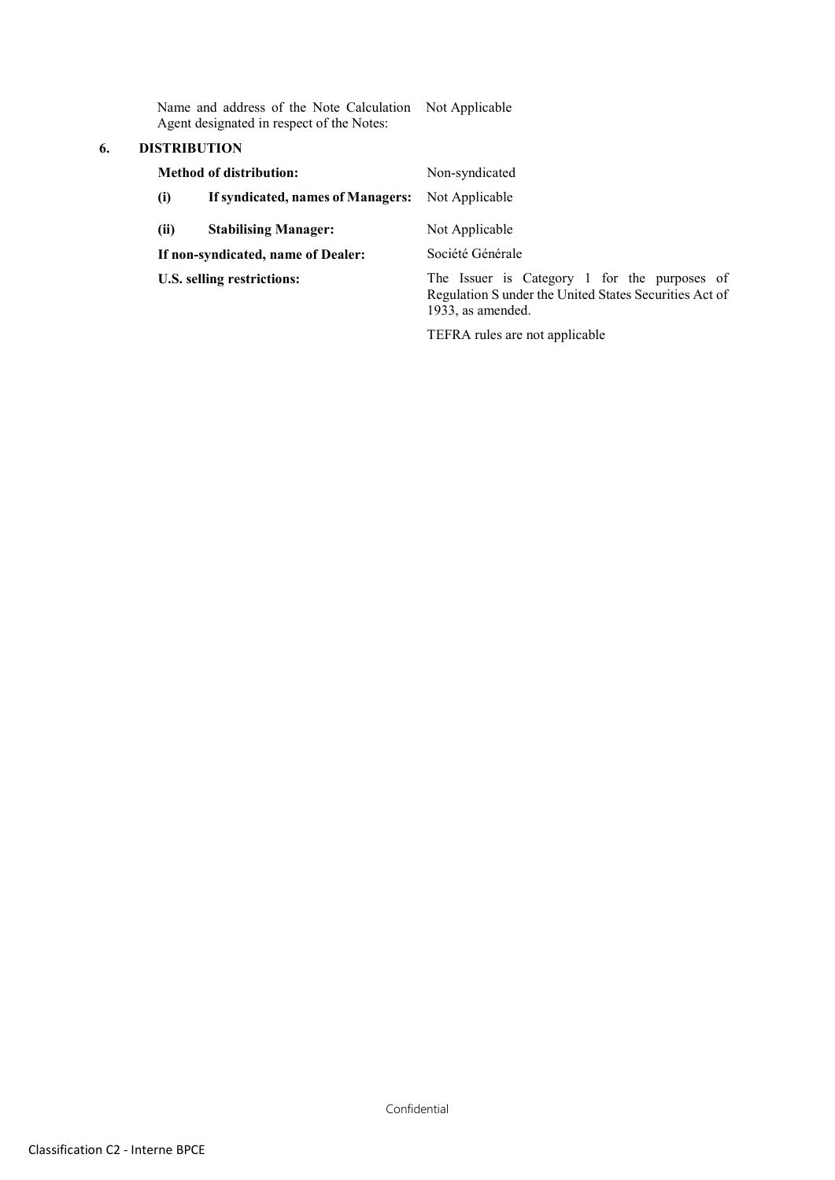Name and address of the Note Calculation Agent designated in respect of the Notes: Not Applicable

## 6. DISTRIBUTION

| | |
|---|---|
| **Method of distribution:** | Non-syndicated |
| **(i) If syndicated, names of Managers:** | Not Applicable |
| **(ii) Stabilising Manager:** | Not Applicable |
| **If non-syndicated, name of Dealer:** | Société Générale |
| **U.S. selling restrictions:** | The Issuer is Category 1 for the purposes of Regulation S under the United States Securities Act of 1933, as amended. |
| | TEFRA rules are not applicable |

Confidential

Classification C2 - Interne BPCE